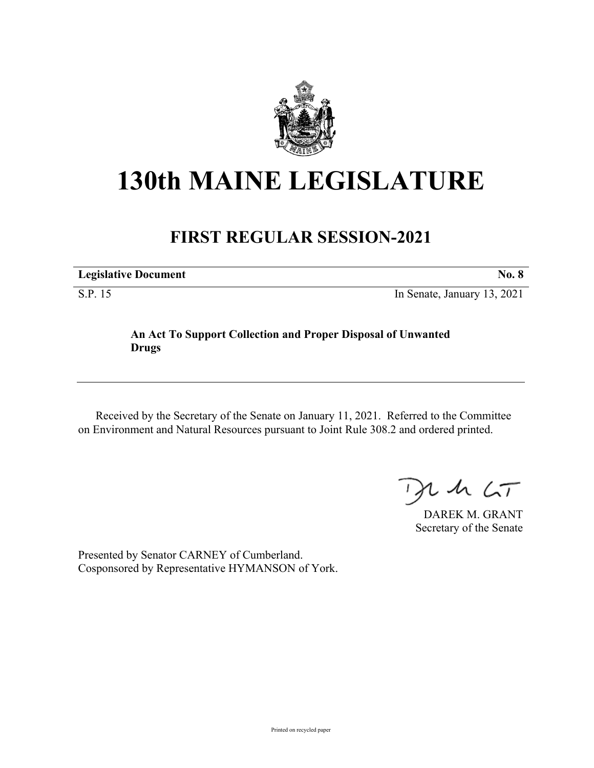# 130th MAINE LEGISLATURE

## FIRST REGULAR SESSION-2021

| **Legislative Document** | **No. 8** |
| --- | --- |
| S.P. 15 | In Senate, January 13, 2021 |

**An Act To Support Collection and Proper Disposal of Unwanted Drugs**

Received by the Secretary of the Senate on January 11, 2021. Referred to the Committee on Environment and Natural Resources pursuant to Joint Rule 308.2 and ordered printed.

DAREK M. GRANT
Secretary of the Senate

Presented by Senator CARNEY of Cumberland.
Cosponsored by Representative HYMANSON of York.

Printed on recycled paper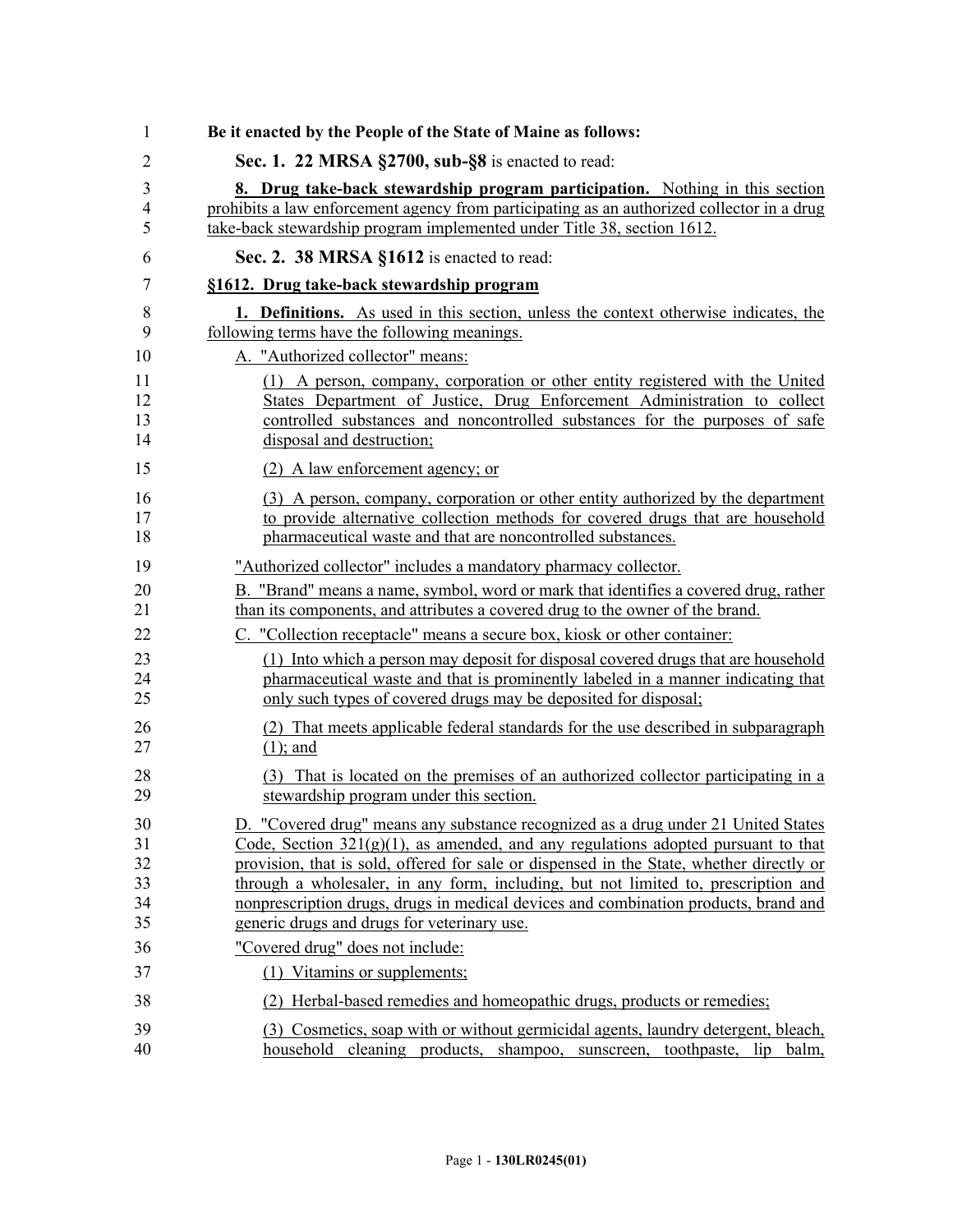**Be it enacted by the People of the State of Maine as follows:**

**Sec. 1. 22 MRSA §2700, sub-§8** is enacted to read:

**8. Drug take-back stewardship program participation.** Nothing in this section prohibits a law enforcement agency from participating as an authorized collector in a drug take-back stewardship program implemented under Title 38, section 1612.

**Sec. 2. 38 MRSA §1612** is enacted to read:

**§1612. Drug take-back stewardship program**

**1. Definitions.** As used in this section, unless the context otherwise indicates, the following terms have the following meanings.

A. "Authorized collector" means:

(1) A person, company, corporation or other entity registered with the United States Department of Justice, Drug Enforcement Administration to collect controlled substances and noncontrolled substances for the purposes of safe disposal and destruction;

(2) A law enforcement agency; or

(3) A person, company, corporation or other entity authorized by the department to provide alternative collection methods for covered drugs that are household pharmaceutical waste and that are noncontrolled substances.

"Authorized collector" includes a mandatory pharmacy collector.

B. "Brand" means a name, symbol, word or mark that identifies a covered drug, rather than its components, and attributes a covered drug to the owner of the brand.

C. "Collection receptacle" means a secure box, kiosk or other container:

(1) Into which a person may deposit for disposal covered drugs that are household pharmaceutical waste and that is prominently labeled in a manner indicating that only such types of covered drugs may be deposited for disposal;

(2) That meets applicable federal standards for the use described in subparagraph (1); and

(3) That is located on the premises of an authorized collector participating in a stewardship program under this section.

D. "Covered drug" means any substance recognized as a drug under 21 United States Code, Section 321(g)(1), as amended, and any regulations adopted pursuant to that provision, that is sold, offered for sale or dispensed in the State, whether directly or through a wholesaler, in any form, including, but not limited to, prescription and nonprescription drugs, drugs in medical devices and combination products, brand and generic drugs and drugs for veterinary use.

"Covered drug" does not include:

(1) Vitamins or supplements;

(2) Herbal-based remedies and homeopathic drugs, products or remedies;

(3) Cosmetics, soap with or without germicidal agents, laundry detergent, bleach, household cleaning products, shampoo, sunscreen, toothpaste, lip balm,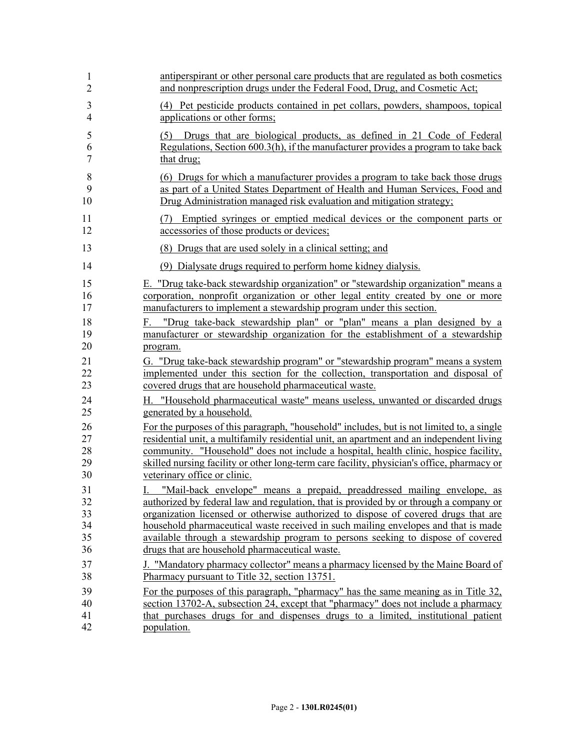antiperspirant or other personal care products that are regulated as both cosmetics and nonprescription drugs under the Federal Food, Drug, and Cosmetic Act;

(4) Pet pesticide products contained in pet collars, powders, shampoos, topical applications or other forms;

(5) Drugs that are biological products, as defined in 21 Code of Federal Regulations, Section 600.3(h), if the manufacturer provides a program to take back that drug;

(6) Drugs for which a manufacturer provides a program to take back those drugs as part of a United States Department of Health and Human Services, Food and Drug Administration managed risk evaluation and mitigation strategy;

(7) Emptied syringes or emptied medical devices or the component parts or accessories of those products or devices;

(8) Drugs that are used solely in a clinical setting; and

(9) Dialysate drugs required to perform home kidney dialysis.

E. "Drug take-back stewardship organization" or "stewardship organization" means a corporation, nonprofit organization or other legal entity created by one or more manufacturers to implement a stewardship program under this section.

F. "Drug take-back stewardship plan" or "plan" means a plan designed by a manufacturer or stewardship organization for the establishment of a stewardship program.

G. "Drug take-back stewardship program" or "stewardship program" means a system implemented under this section for the collection, transportation and disposal of covered drugs that are household pharmaceutical waste.

H. "Household pharmaceutical waste" means useless, unwanted or discarded drugs generated by a household.

For the purposes of this paragraph, "household" includes, but is not limited to, a single residential unit, a multifamily residential unit, an apartment and an independent living community. "Household" does not include a hospital, health clinic, hospice facility, skilled nursing facility or other long-term care facility, physician's office, pharmacy or veterinary office or clinic.

I. "Mail-back envelope" means a prepaid, preaddressed mailing envelope, as authorized by federal law and regulation, that is provided by or through a company or organization licensed or otherwise authorized to dispose of covered drugs that are household pharmaceutical waste received in such mailing envelopes and that is made available through a stewardship program to persons seeking to dispose of covered drugs that are household pharmaceutical waste.

J. "Mandatory pharmacy collector" means a pharmacy licensed by the Maine Board of Pharmacy pursuant to Title 32, section 13751.

For the purposes of this paragraph, "pharmacy" has the same meaning as in Title 32, section 13702-A, subsection 24, except that "pharmacy" does not include a pharmacy that purchases drugs for and dispenses drugs to a limited, institutional patient population.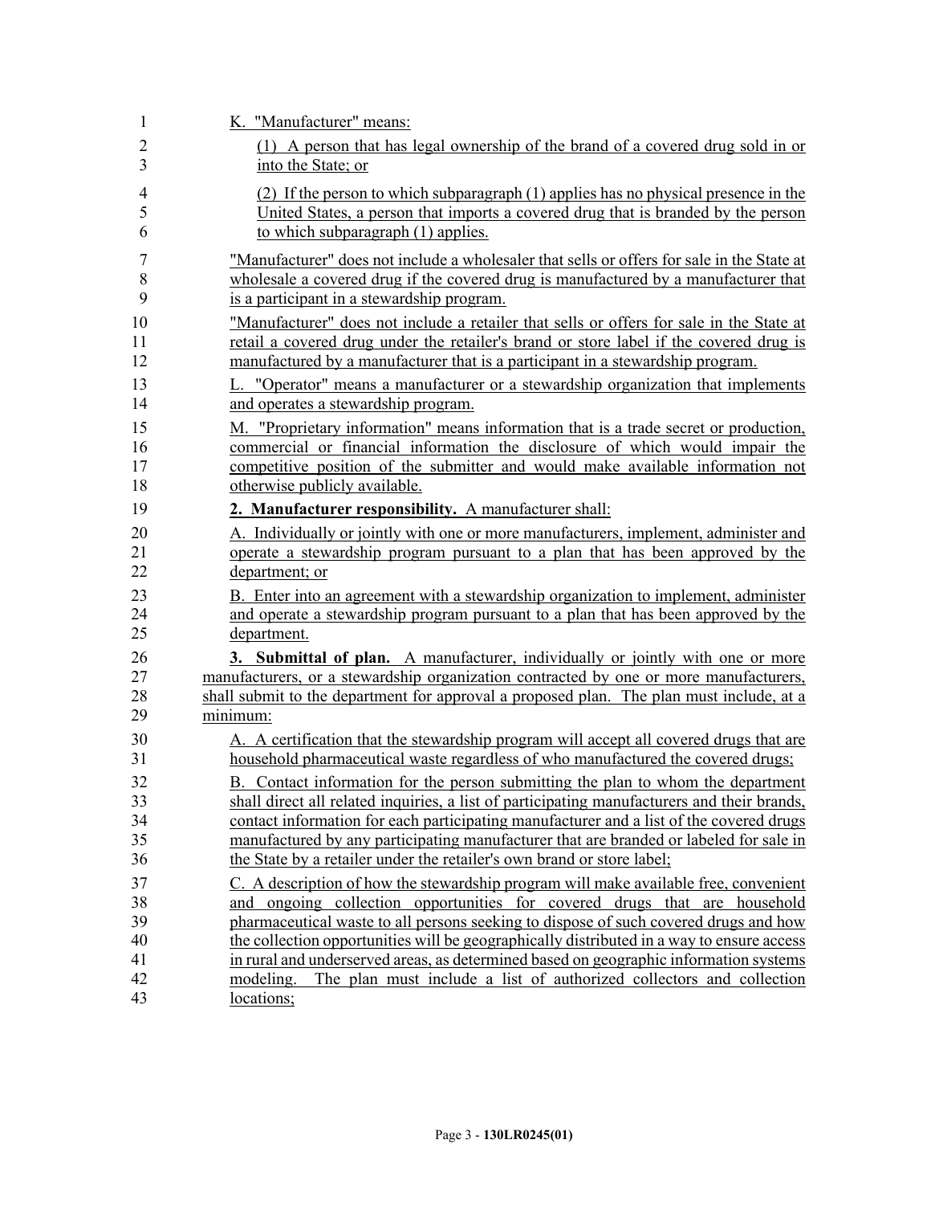K. "Manufacturer" means:

(1) A person that has legal ownership of the brand of a covered drug sold in or into the State; or

(2) If the person to which subparagraph (1) applies has no physical presence in the United States, a person that imports a covered drug that is branded by the person to which subparagraph (1) applies.

"Manufacturer" does not include a wholesaler that sells or offers for sale in the State at wholesale a covered drug if the covered drug is manufactured by a manufacturer that is a participant in a stewardship program.

"Manufacturer" does not include a retailer that sells or offers for sale in the State at retail a covered drug under the retailer's brand or store label if the covered drug is manufactured by a manufacturer that is a participant in a stewardship program.

L. "Operator" means a manufacturer or a stewardship organization that implements and operates a stewardship program.

M. "Proprietary information" means information that is a trade secret or production, commercial or financial information the disclosure of which would impair the competitive position of the submitter and would make available information not otherwise publicly available.

**2. Manufacturer responsibility.** A manufacturer shall:

A. Individually or jointly with one or more manufacturers, implement, administer and operate a stewardship program pursuant to a plan that has been approved by the department; or

B. Enter into an agreement with a stewardship organization to implement, administer and operate a stewardship program pursuant to a plan that has been approved by the department.

**3. Submittal of plan.** A manufacturer, individually or jointly with one or more manufacturers, or a stewardship organization contracted by one or more manufacturers, shall submit to the department for approval a proposed plan. The plan must include, at a minimum:

A. A certification that the stewardship program will accept all covered drugs that are household pharmaceutical waste regardless of who manufactured the covered drugs;

B. Contact information for the person submitting the plan to whom the department shall direct all related inquiries, a list of participating manufacturers and their brands, contact information for each participating manufacturer and a list of the covered drugs manufactured by any participating manufacturer that are branded or labeled for sale in the State by a retailer under the retailer's own brand or store label;

C. A description of how the stewardship program will make available free, convenient and ongoing collection opportunities for covered drugs that are household pharmaceutical waste to all persons seeking to dispose of such covered drugs and how the collection opportunities will be geographically distributed in a way to ensure access in rural and underserved areas, as determined based on geographic information systems modeling. The plan must include a list of authorized collectors and collection locations;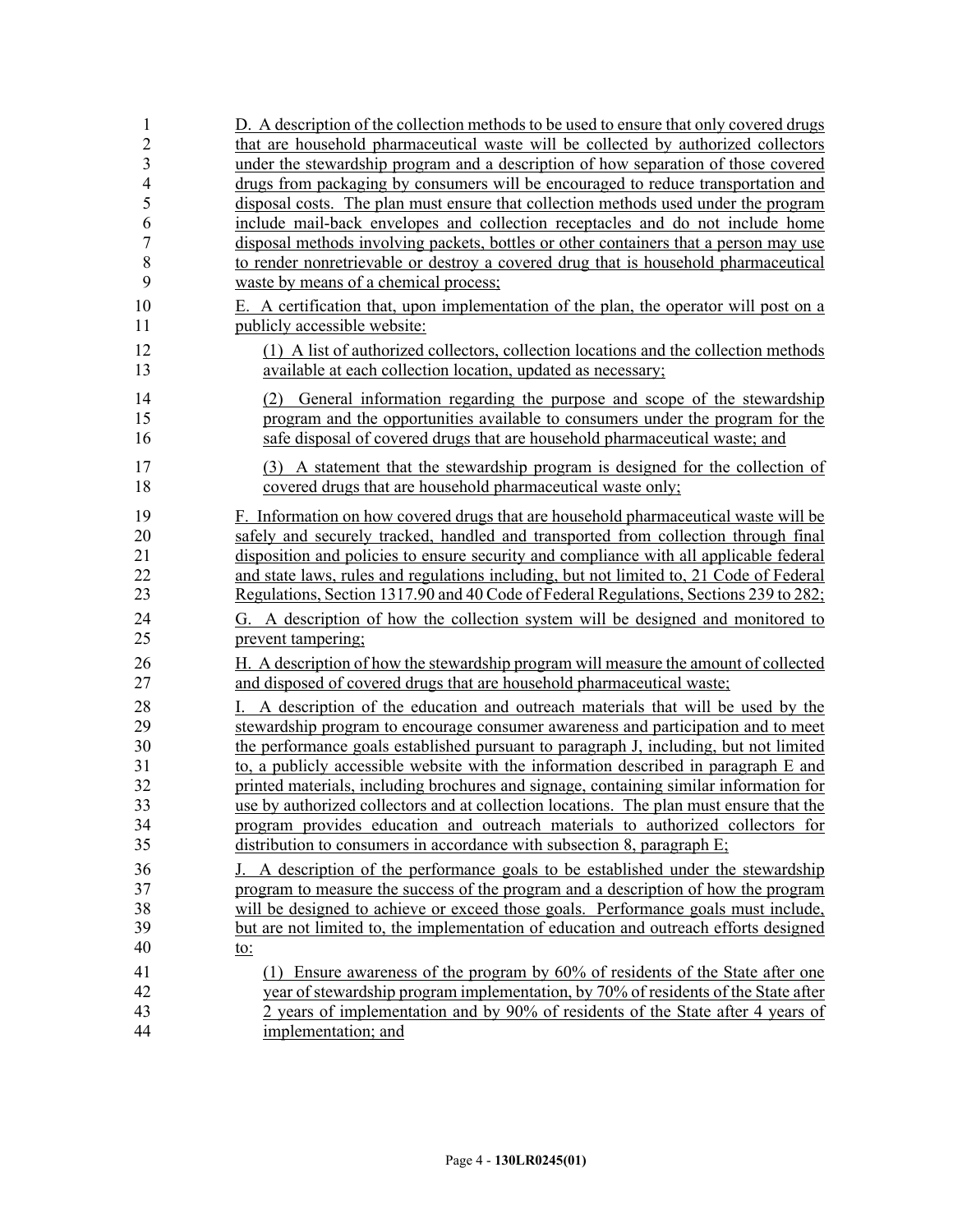D. A description of the collection methods to be used to ensure that only covered drugs that are household pharmaceutical waste will be collected by authorized collectors under the stewardship program and a description of how separation of those covered drugs from packaging by consumers will be encouraged to reduce transportation and disposal costs. The plan must ensure that collection methods used under the program include mail-back envelopes and collection receptacles and do not include home disposal methods involving packets, bottles or other containers that a person may use to render nonretrievable or destroy a covered drug that is household pharmaceutical waste by means of a chemical process;

E. A certification that, upon implementation of the plan, the operator will post on a publicly accessible website:

(1) A list of authorized collectors, collection locations and the collection methods available at each collection location, updated as necessary;

(2) General information regarding the purpose and scope of the stewardship program and the opportunities available to consumers under the program for the safe disposal of covered drugs that are household pharmaceutical waste; and

(3) A statement that the stewardship program is designed for the collection of covered drugs that are household pharmaceutical waste only;

F. Information on how covered drugs that are household pharmaceutical waste will be safely and securely tracked, handled and transported from collection through final disposition and policies to ensure security and compliance with all applicable federal and state laws, rules and regulations including, but not limited to, 21 Code of Federal Regulations, Section 1317.90 and 40 Code of Federal Regulations, Sections 239 to 282;

G. A description of how the collection system will be designed and monitored to prevent tampering;

H. A description of how the stewardship program will measure the amount of collected and disposed of covered drugs that are household pharmaceutical waste;

I. A description of the education and outreach materials that will be used by the stewardship program to encourage consumer awareness and participation and to meet the performance goals established pursuant to paragraph J, including, but not limited to, a publicly accessible website with the information described in paragraph E and printed materials, including brochures and signage, containing similar information for use by authorized collectors and at collection locations. The plan must ensure that the program provides education and outreach materials to authorized collectors for distribution to consumers in accordance with subsection 8, paragraph E;

J. A description of the performance goals to be established under the stewardship program to measure the success of the program and a description of how the program will be designed to achieve or exceed those goals. Performance goals must include, but are not limited to, the implementation of education and outreach efforts designed to:

(1) Ensure awareness of the program by 60% of residents of the State after one year of stewardship program implementation, by 70% of residents of the State after 2 years of implementation and by 90% of residents of the State after 4 years of implementation; and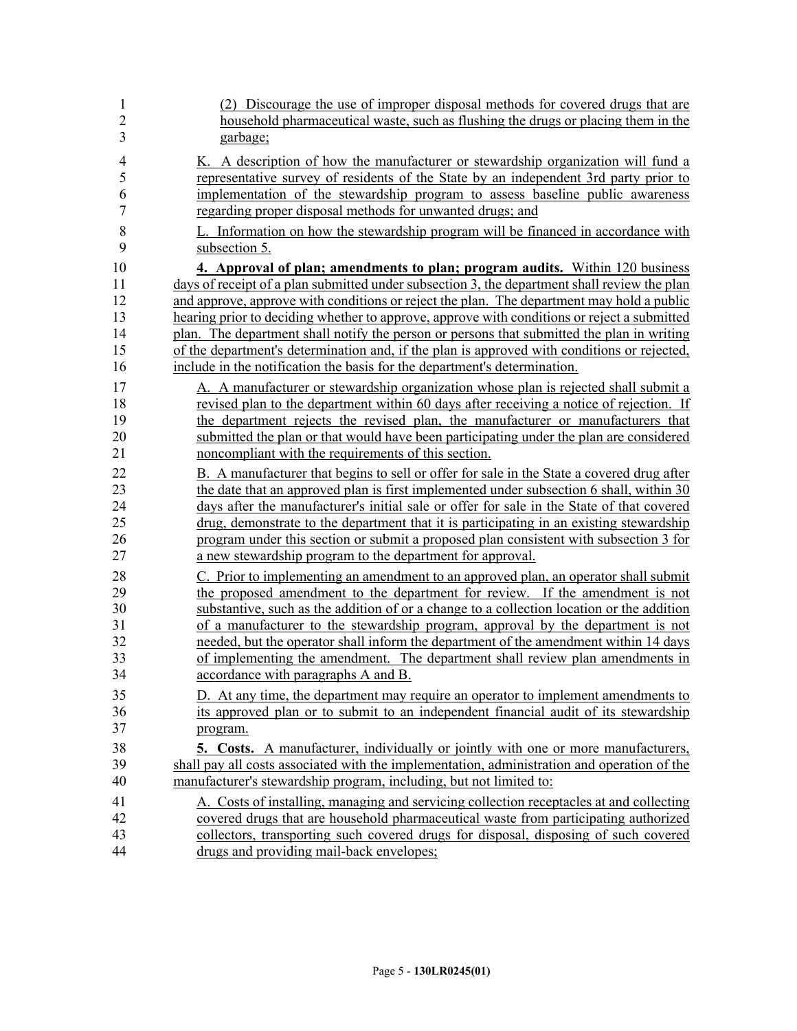(2) Discourage the use of improper disposal methods for covered drugs that are household pharmaceutical waste, such as flushing the drugs or placing them in the garbage;

K. A description of how the manufacturer or stewardship organization will fund a representative survey of residents of the State by an independent 3rd party prior to implementation of the stewardship program to assess baseline public awareness regarding proper disposal methods for unwanted drugs; and

L. Information on how the stewardship program will be financed in accordance with subsection 5.

**4. Approval of plan; amendments to plan; program audits.** Within 120 business days of receipt of a plan submitted under subsection 3, the department shall review the plan and approve, approve with conditions or reject the plan. The department may hold a public hearing prior to deciding whether to approve, approve with conditions or reject a submitted plan. The department shall notify the person or persons that submitted the plan in writing of the department's determination and, if the plan is approved with conditions or rejected, include in the notification the basis for the department's determination.

A. A manufacturer or stewardship organization whose plan is rejected shall submit a revised plan to the department within 60 days after receiving a notice of rejection. If the department rejects the revised plan, the manufacturer or manufacturers that submitted the plan or that would have been participating under the plan are considered noncompliant with the requirements of this section.

B. A manufacturer that begins to sell or offer for sale in the State a covered drug after the date that an approved plan is first implemented under subsection 6 shall, within 30 days after the manufacturer's initial sale or offer for sale in the State of that covered drug, demonstrate to the department that it is participating in an existing stewardship program under this section or submit a proposed plan consistent with subsection 3 for a new stewardship program to the department for approval.

C. Prior to implementing an amendment to an approved plan, an operator shall submit the proposed amendment to the department for review. If the amendment is not substantive, such as the addition of or a change to a collection location or the addition of a manufacturer to the stewardship program, approval by the department is not needed, but the operator shall inform the department of the amendment within 14 days of implementing the amendment. The department shall review plan amendments in accordance with paragraphs A and B.

D. At any time, the department may require an operator to implement amendments to its approved plan or to submit to an independent financial audit of its stewardship program.

**5. Costs.** A manufacturer, individually or jointly with one or more manufacturers, shall pay all costs associated with the implementation, administration and operation of the manufacturer's stewardship program, including, but not limited to:

A. Costs of installing, managing and servicing collection receptacles at and collecting covered drugs that are household pharmaceutical waste from participating authorized collectors, transporting such covered drugs for disposal, disposing of such covered drugs and providing mail-back envelopes;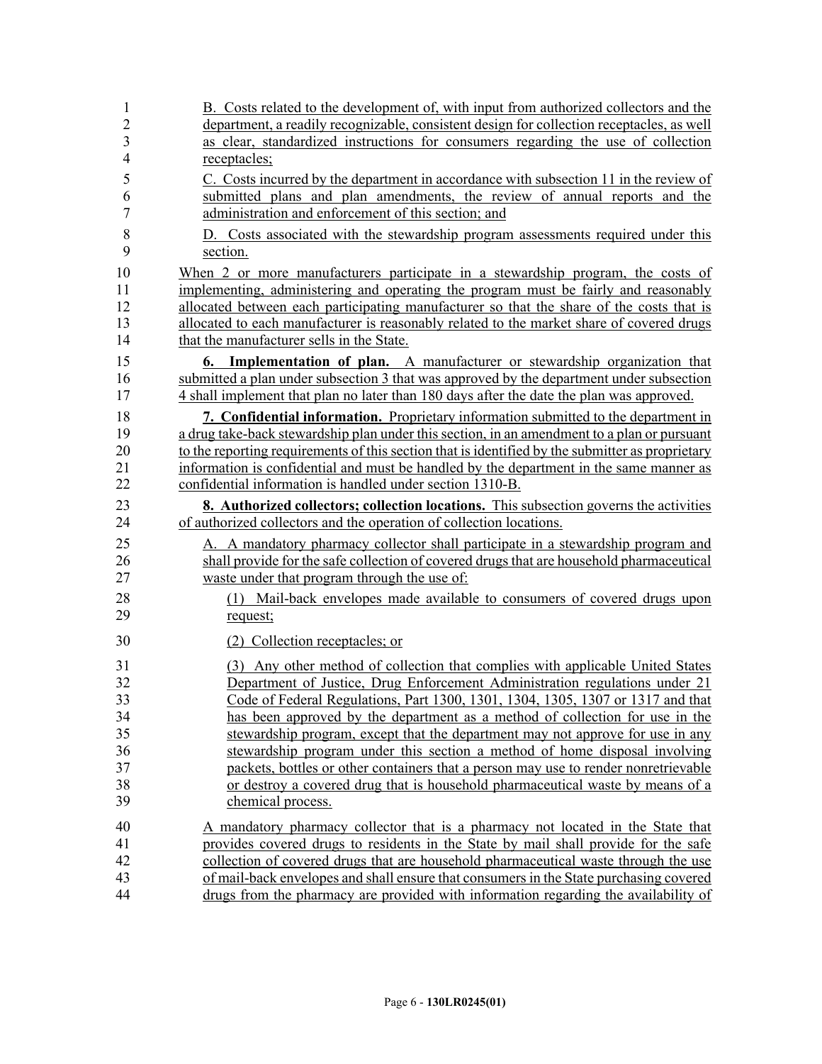B. Costs related to the development of, with input from authorized collectors and the department, a readily recognizable, consistent design for collection receptacles, as well as clear, standardized instructions for consumers regarding the use of collection receptacles;

C. Costs incurred by the department in accordance with subsection 11 in the review of submitted plans and plan amendments, the review of annual reports and the administration and enforcement of this section; and

D. Costs associated with the stewardship program assessments required under this section.

When 2 or more manufacturers participate in a stewardship program, the costs of implementing, administering and operating the program must be fairly and reasonably allocated between each participating manufacturer so that the share of the costs that is allocated to each manufacturer is reasonably related to the market share of covered drugs that the manufacturer sells in the State.

**6. Implementation of plan.** A manufacturer or stewardship organization that submitted a plan under subsection 3 that was approved by the department under subsection 4 shall implement that plan no later than 180 days after the date the plan was approved.

**7. Confidential information.** Proprietary information submitted to the department in a drug take-back stewardship plan under this section, in an amendment to a plan or pursuant to the reporting requirements of this section that is identified by the submitter as proprietary information is confidential and must be handled by the department in the same manner as confidential information is handled under section 1310-B.

**8. Authorized collectors; collection locations.** This subsection governs the activities of authorized collectors and the operation of collection locations.

A. A mandatory pharmacy collector shall participate in a stewardship program and shall provide for the safe collection of covered drugs that are household pharmaceutical waste under that program through the use of:

(1) Mail-back envelopes made available to consumers of covered drugs upon request;

(2) Collection receptacles; or

(3) Any other method of collection that complies with applicable United States Department of Justice, Drug Enforcement Administration regulations under 21 Code of Federal Regulations, Part 1300, 1301, 1304, 1305, 1307 or 1317 and that has been approved by the department as a method of collection for use in the stewardship program, except that the department may not approve for use in any stewardship program under this section a method of home disposal involving packets, bottles or other containers that a person may use to render nonretrievable or destroy a covered drug that is household pharmaceutical waste by means of a chemical process.

A mandatory pharmacy collector that is a pharmacy not located in the State that provides covered drugs to residents in the State by mail shall provide for the safe collection of covered drugs that are household pharmaceutical waste through the use of mail-back envelopes and shall ensure that consumers in the State purchasing covered drugs from the pharmacy are provided with information regarding the availability of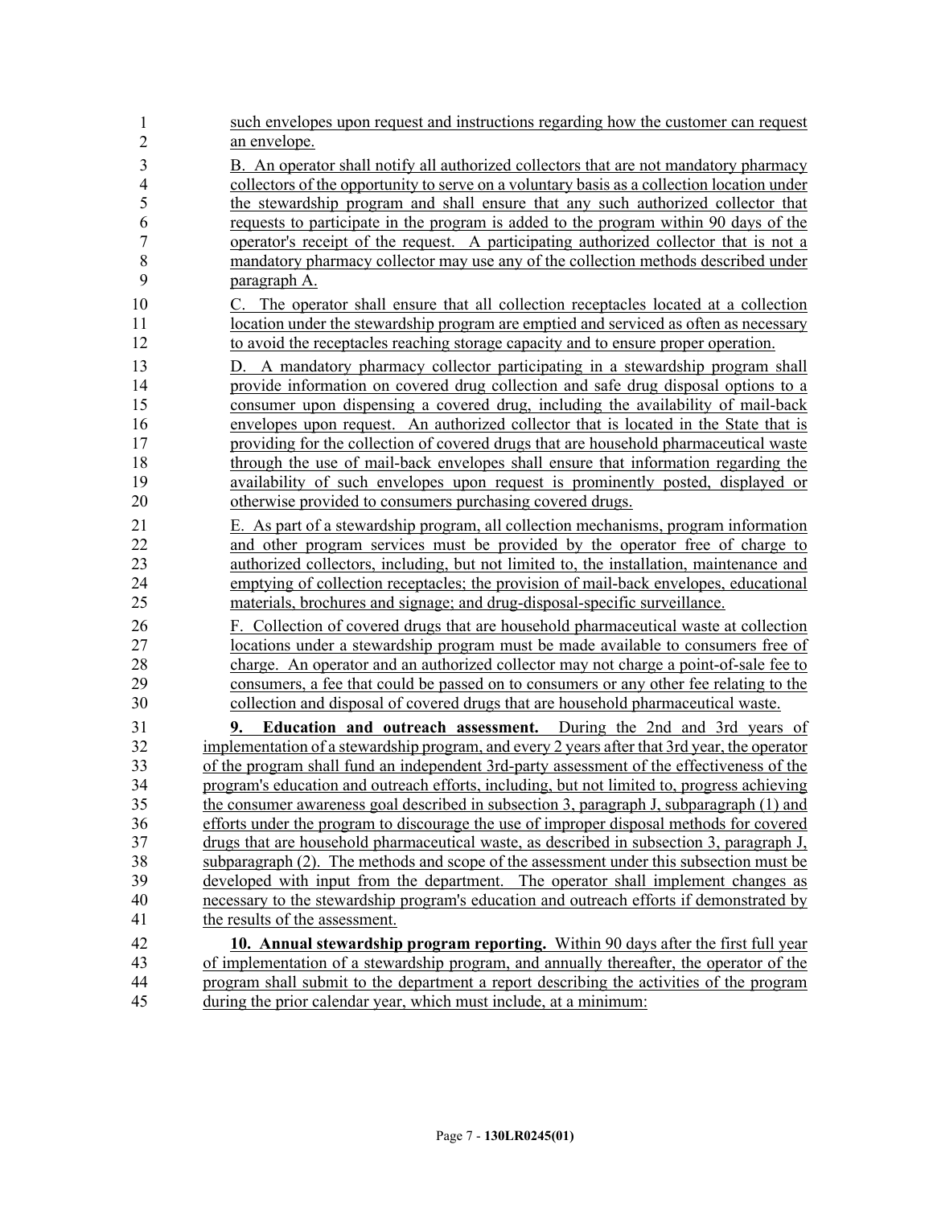such envelopes upon request and instructions regarding how the customer can request an envelope.

B. An operator shall notify all authorized collectors that are not mandatory pharmacy collectors of the opportunity to serve on a voluntary basis as a collection location under the stewardship program and shall ensure that any such authorized collector that requests to participate in the program is added to the program within 90 days of the operator's receipt of the request. A participating authorized collector that is not a mandatory pharmacy collector may use any of the collection methods described under paragraph A.

C. The operator shall ensure that all collection receptacles located at a collection location under the stewardship program are emptied and serviced as often as necessary to avoid the receptacles reaching storage capacity and to ensure proper operation.

D. A mandatory pharmacy collector participating in a stewardship program shall provide information on covered drug collection and safe drug disposal options to a consumer upon dispensing a covered drug, including the availability of mail-back envelopes upon request. An authorized collector that is located in the State that is providing for the collection of covered drugs that are household pharmaceutical waste through the use of mail-back envelopes shall ensure that information regarding the availability of such envelopes upon request is prominently posted, displayed or otherwise provided to consumers purchasing covered drugs.

E. As part of a stewardship program, all collection mechanisms, program information and other program services must be provided by the operator free of charge to authorized collectors, including, but not limited to, the installation, maintenance and emptying of collection receptacles; the provision of mail-back envelopes, educational materials, brochures and signage; and drug-disposal-specific surveillance.

F. Collection of covered drugs that are household pharmaceutical waste at collection locations under a stewardship program must be made available to consumers free of charge. An operator and an authorized collector may not charge a point-of-sale fee to consumers, a fee that could be passed on to consumers or any other fee relating to the collection and disposal of covered drugs that are household pharmaceutical waste.

**9. Education and outreach assessment.** During the 2nd and 3rd years of implementation of a stewardship program, and every 2 years after that 3rd year, the operator of the program shall fund an independent 3rd-party assessment of the effectiveness of the program's education and outreach efforts, including, but not limited to, progress achieving the consumer awareness goal described in subsection 3, paragraph J, subparagraph (1) and efforts under the program to discourage the use of improper disposal methods for covered drugs that are household pharmaceutical waste, as described in subsection 3, paragraph J, subparagraph (2). The methods and scope of the assessment under this subsection must be developed with input from the department. The operator shall implement changes as necessary to the stewardship program's education and outreach efforts if demonstrated by the results of the assessment.

**10. Annual stewardship program reporting.** Within 90 days after the first full year of implementation of a stewardship program, and annually thereafter, the operator of the program shall submit to the department a report describing the activities of the program during the prior calendar year, which must include, at a minimum: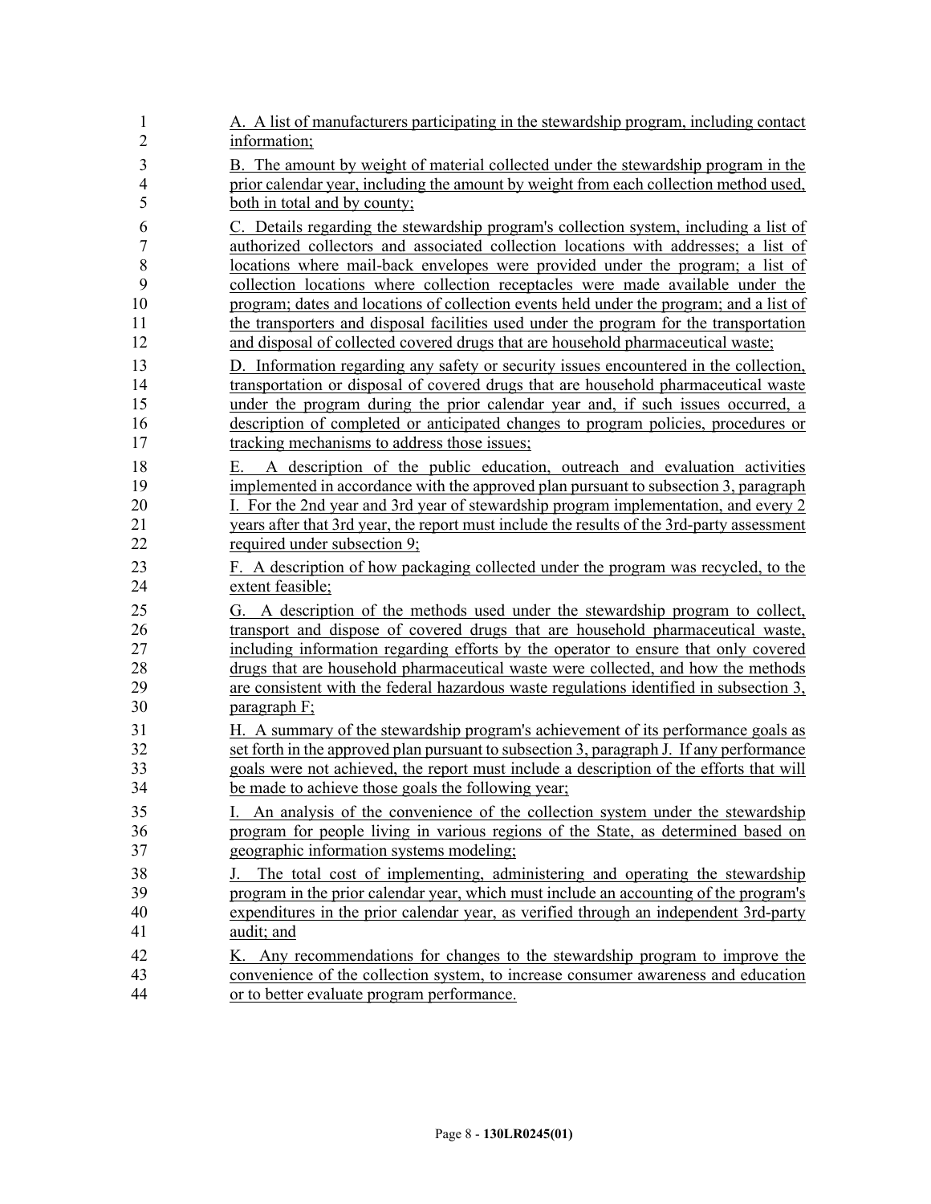A. A list of manufacturers participating in the stewardship program, including contact information;

B. The amount by weight of material collected under the stewardship program in the prior calendar year, including the amount by weight from each collection method used, both in total and by county;

C. Details regarding the stewardship program's collection system, including a list of authorized collectors and associated collection locations with addresses; a list of locations where mail-back envelopes were provided under the program; a list of collection locations where collection receptacles were made available under the program; dates and locations of collection events held under the program; and a list of the transporters and disposal facilities used under the program for the transportation and disposal of collected covered drugs that are household pharmaceutical waste;

D. Information regarding any safety or security issues encountered in the collection, transportation or disposal of covered drugs that are household pharmaceutical waste under the program during the prior calendar year and, if such issues occurred, a description of completed or anticipated changes to program policies, procedures or tracking mechanisms to address those issues;

E. A description of the public education, outreach and evaluation activities implemented in accordance with the approved plan pursuant to subsection 3, paragraph I. For the 2nd year and 3rd year of stewardship program implementation, and every 2 years after that 3rd year, the report must include the results of the 3rd-party assessment required under subsection 9;

F. A description of how packaging collected under the program was recycled, to the extent feasible;

G. A description of the methods used under the stewardship program to collect, transport and dispose of covered drugs that are household pharmaceutical waste, including information regarding efforts by the operator to ensure that only covered drugs that are household pharmaceutical waste were collected, and how the methods are consistent with the federal hazardous waste regulations identified in subsection 3, paragraph F;

H. A summary of the stewardship program's achievement of its performance goals as set forth in the approved plan pursuant to subsection 3, paragraph J. If any performance goals were not achieved, the report must include a description of the efforts that will be made to achieve those goals the following year;

I. An analysis of the convenience of the collection system under the stewardship program for people living in various regions of the State, as determined based on geographic information systems modeling;

J. The total cost of implementing, administering and operating the stewardship program in the prior calendar year, which must include an accounting of the program's expenditures in the prior calendar year, as verified through an independent 3rd-party audit; and

K. Any recommendations for changes to the stewardship program to improve the convenience of the collection system, to increase consumer awareness and education or to better evaluate program performance.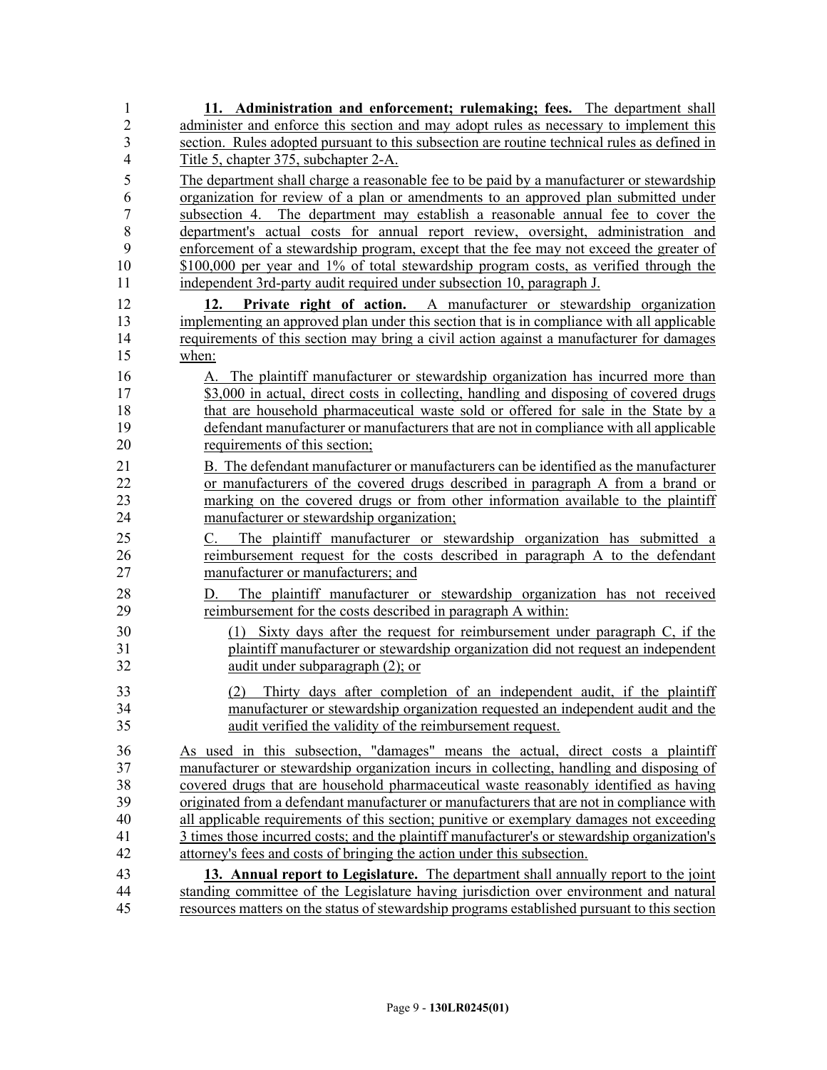**11. Administration and enforcement; rulemaking; fees.** The department shall administer and enforce this section and may adopt rules as necessary to implement this section. Rules adopted pursuant to this subsection are routine technical rules as defined in Title 5, chapter 375, subchapter 2-A.

The department shall charge a reasonable fee to be paid by a manufacturer or stewardship organization for review of a plan or amendments to an approved plan submitted under subsection 4. The department may establish a reasonable annual fee to cover the department's actual costs for annual report review, oversight, administration and enforcement of a stewardship program, except that the fee may not exceed the greater of $100,000 per year and 1% of total stewardship program costs, as verified through the independent 3rd-party audit required under subsection 10, paragraph J.

**12. Private right of action.** A manufacturer or stewardship organization implementing an approved plan under this section that is in compliance with all applicable requirements of this section may bring a civil action against a manufacturer for damages when:

A. The plaintiff manufacturer or stewardship organization has incurred more than $3,000 in actual, direct costs in collecting, handling and disposing of covered drugs that are household pharmaceutical waste sold or offered for sale in the State by a defendant manufacturer or manufacturers that are not in compliance with all applicable requirements of this section;

B. The defendant manufacturer or manufacturers can be identified as the manufacturer or manufacturers of the covered drugs described in paragraph A from a brand or marking on the covered drugs or from other information available to the plaintiff manufacturer or stewardship organization;

C. The plaintiff manufacturer or stewardship organization has submitted a reimbursement request for the costs described in paragraph A to the defendant manufacturer or manufacturers; and

D. The plaintiff manufacturer or stewardship organization has not received reimbursement for the costs described in paragraph A within:

(1) Sixty days after the request for reimbursement under paragraph C, if the plaintiff manufacturer or stewardship organization did not request an independent audit under subparagraph (2); or

(2) Thirty days after completion of an independent audit, if the plaintiff manufacturer or stewardship organization requested an independent audit and the audit verified the validity of the reimbursement request.

As used in this subsection, "damages" means the actual, direct costs a plaintiff manufacturer or stewardship organization incurs in collecting, handling and disposing of covered drugs that are household pharmaceutical waste reasonably identified as having originated from a defendant manufacturer or manufacturers that are not in compliance with all applicable requirements of this section; punitive or exemplary damages not exceeding 3 times those incurred costs; and the plaintiff manufacturer's or stewardship organization's attorney's fees and costs of bringing the action under this subsection.

**13. Annual report to Legislature.** The department shall annually report to the joint standing committee of the Legislature having jurisdiction over environment and natural resources matters on the status of stewardship programs established pursuant to this section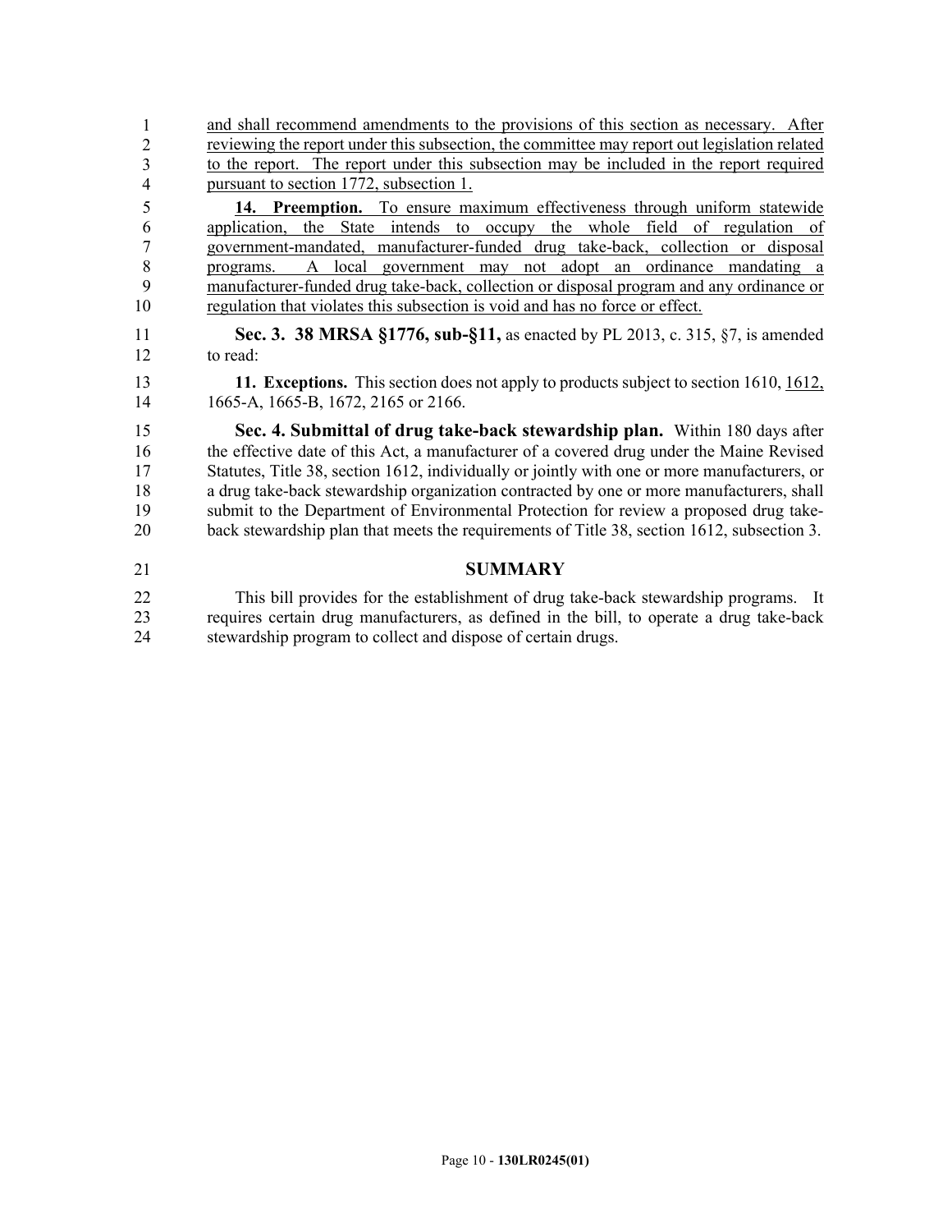and shall recommend amendments to the provisions of this section as necessary. After reviewing the report under this subsection, the committee may report out legislation related to the report. The report under this subsection may be included in the report required pursuant to section 1772, subsection 1.

**14. Preemption.** To ensure maximum effectiveness through uniform statewide application, the State intends to occupy the whole field of regulation of government-mandated, manufacturer-funded drug take-back, collection or disposal programs. A local government may not adopt an ordinance mandating a manufacturer-funded drug take-back, collection or disposal program and any ordinance or regulation that violates this subsection is void and has no force or effect.

**Sec. 3. 38 MRSA §1776, sub-§11,** as enacted by PL 2013, c. 315, §7, is amended to read:

**11. Exceptions.** This section does not apply to products subject to section 1610, 1612, 1665-A, 1665-B, 1672, 2165 or 2166.

**Sec. 4. Submittal of drug take-back stewardship plan.** Within 180 days after the effective date of this Act, a manufacturer of a covered drug under the Maine Revised Statutes, Title 38, section 1612, individually or jointly with one or more manufacturers, or a drug take-back stewardship organization contracted by one or more manufacturers, shall submit to the Department of Environmental Protection for review a proposed drug take-back stewardship plan that meets the requirements of Title 38, section 1612, subsection 3.

## SUMMARY

This bill provides for the establishment of drug take-back stewardship programs. It requires certain drug manufacturers, as defined in the bill, to operate a drug take-back stewardship program to collect and dispose of certain drugs.